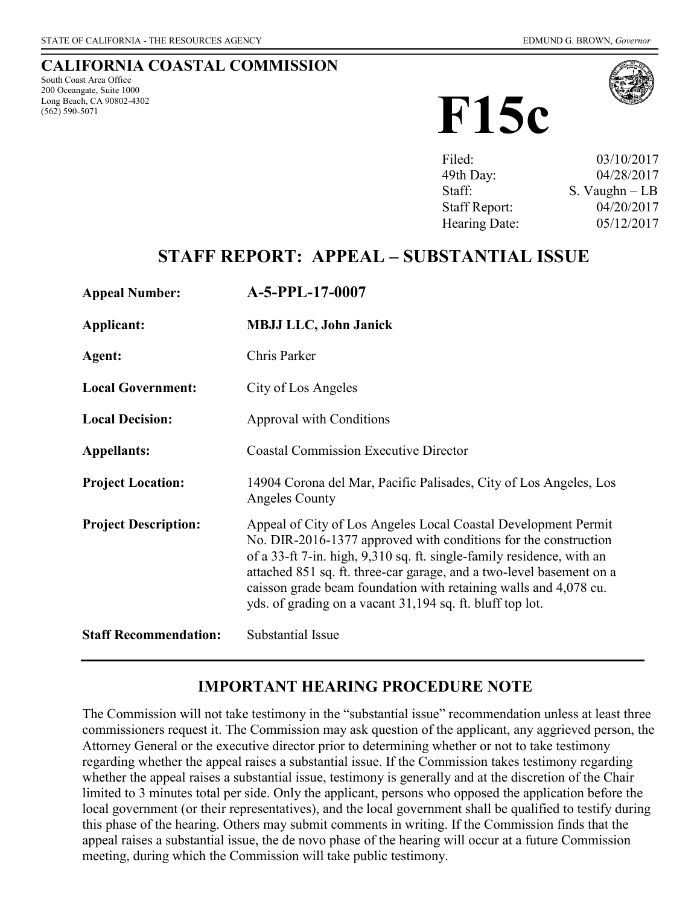STATE OF CALIFORNIA - THE RESOURCES AGENCY

EDMUND G. BROWN, *Governor*

# CALIFORNIA COASTAL COMMISSION

South Coast Area Office
200 Oceangate, Suite 1000
Long Beach, CA 90802-4302
(562) 590-5071

# F15c

| | |
|---|---|
| Filed: | 03/10/2017 |
| 49th Day: | 04/28/2017 |
| Staff: | S. Vaughn – LB |
| Staff Report: | 04/20/2017 |
| Hearing Date: | 05/12/2017 |

## STAFF REPORT: APPEAL – SUBSTANTIAL ISSUE

**Appeal Number:** **A-5-PPL-17-0007**

**Applicant:** **MBJJ LLC, John Janick**

**Agent:** Chris Parker

**Local Government:** City of Los Angeles

**Local Decision:** Approval with Conditions

**Appellants:** Coastal Commission Executive Director

**Project Location:** 14904 Corona del Mar, Pacific Palisades, City of Los Angeles, Los Angeles County

**Project Description:** Appeal of City of Los Angeles Local Coastal Development Permit No. DIR-2016-1377 approved with conditions for the construction of a 33-ft 7-in. high, 9,310 sq. ft. single-family residence, with an attached 851 sq. ft. three-car garage, and a two-level basement on a caisson grade beam foundation with retaining walls and 4,078 cu. yds. of grading on a vacant 31,194 sq. ft. bluff top lot.

**Staff Recommendation:** Substantial Issue

---

### IMPORTANT HEARING PROCEDURE NOTE

The Commission will not take testimony in the "substantial issue" recommendation unless at least three commissioners request it. The Commission may ask question of the applicant, any aggrieved person, the Attorney General or the executive director prior to determining whether or not to take testimony regarding whether the appeal raises a substantial issue. If the Commission takes testimony regarding whether the appeal raises a substantial issue, testimony is generally and at the discretion of the Chair limited to 3 minutes total per side. Only the applicant, persons who opposed the application before the local government (or their representatives), and the local government shall be qualified to testify during this phase of the hearing. Others may submit comments in writing. If the Commission finds that the appeal raises a substantial issue, the de novo phase of the hearing will occur at a future Commission meeting, during which the Commission will take public testimony.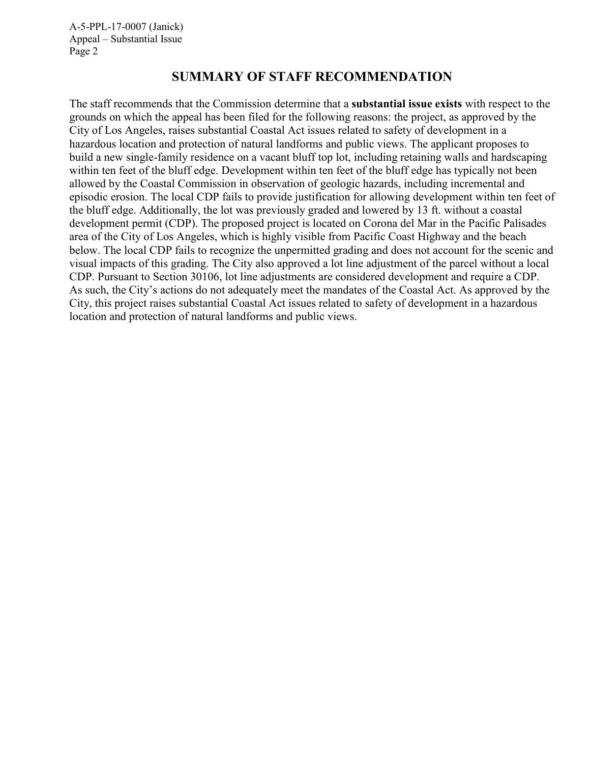## SUMMARY OF STAFF RECOMMENDATION

The staff recommends that the Commission determine that a **substantial issue exists** with respect to the grounds on which the appeal has been filed for the following reasons: the project, as approved by the City of Los Angeles, raises substantial Coastal Act issues related to safety of development in a hazardous location and protection of natural landforms and public views. The applicant proposes to build a new single-family residence on a vacant bluff top lot, including retaining walls and hardscaping within ten feet of the bluff edge. Development within ten feet of the bluff edge has typically not been allowed by the Coastal Commission in observation of geologic hazards, including incremental and episodic erosion. The local CDP fails to provide justification for allowing development within ten feet of the bluff edge. Additionally, the lot was previously graded and lowered by 13 ft. without a coastal development permit (CDP). The proposed project is located on Corona del Mar in the Pacific Palisades area of the City of Los Angeles, which is highly visible from Pacific Coast Highway and the beach below. The local CDP fails to recognize the unpermitted grading and does not account for the scenic and visual impacts of this grading. The City also approved a lot line adjustment of the parcel without a local CDP. Pursuant to Section 30106, lot line adjustments are considered development and require a CDP. As such, the City's actions do not adequately meet the mandates of the Coastal Act. As approved by the City, this project raises substantial Coastal Act issues related to safety of development in a hazardous location and protection of natural landforms and public views.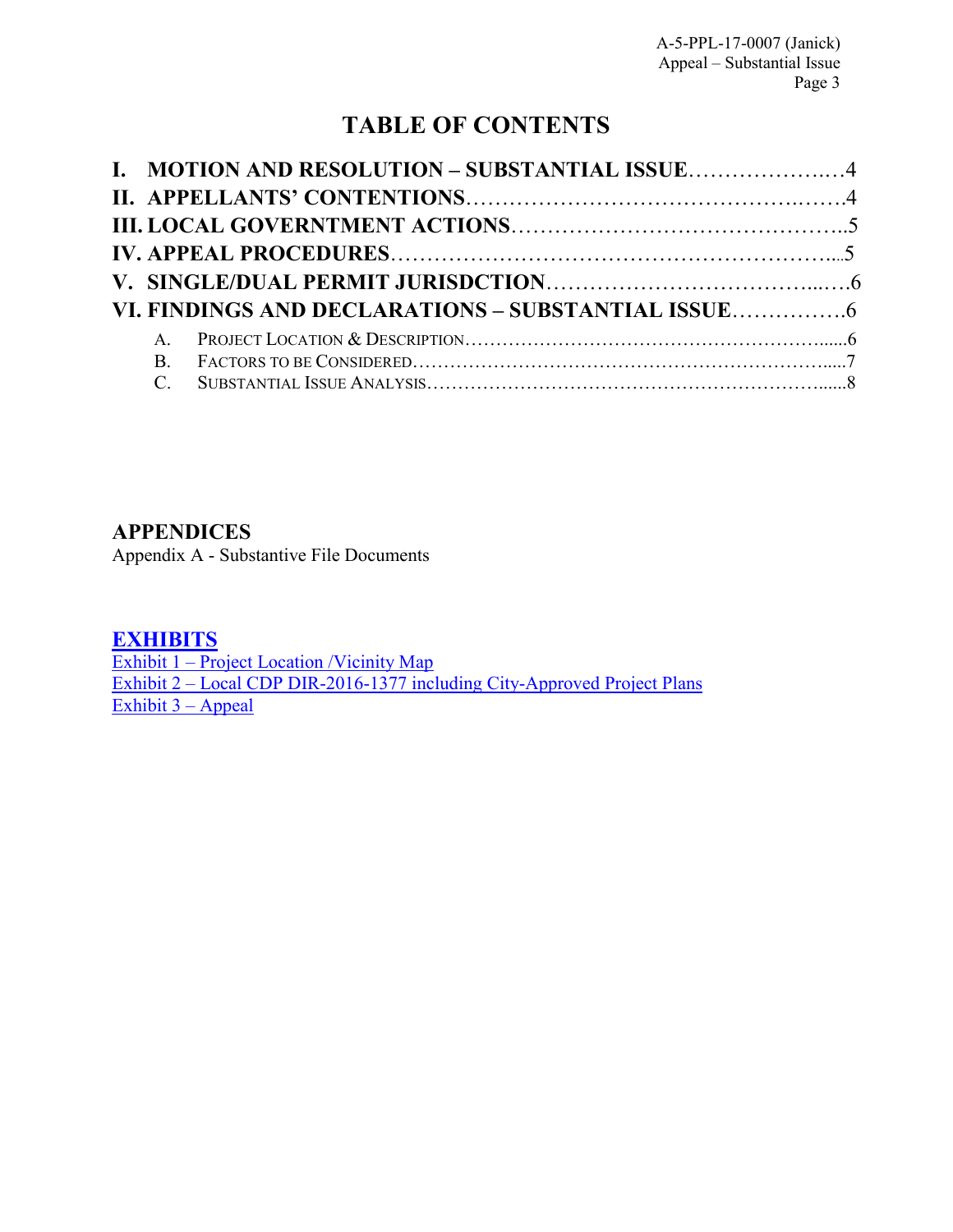# TABLE OF CONTENTS

**I. MOTION AND RESOLUTION – SUBSTANTIAL ISSUE**…………………..…4

**II. APPELLANTS' CONTENTIONS**…………………………………….……4

**III. LOCAL GOVERNTMENT ACTIONS**……………………………………..5

**IV. APPEAL PROCEDURES**……………………………………………………...5

**V. SINGLE/DUAL PERMIT JURISDCTION**……………………………...….6

**VI. FINDINGS AND DECLARATIONS – SUBSTANTIAL ISSUE**…………….6

- A. PROJECT LOCATION & DESCRIPTION…………………………………………………......6
- B. FACTORS TO BE CONSIDERED…………………………………………………………......7
- C. SUBSTANTIAL ISSUE ANALYSIS……………………………………………………….......8

## APPENDICES

Appendix A - Substantive File Documents

## EXHIBITS

Exhibit 1 – Project Location /Vicinity Map

Exhibit 2 – Local CDP DIR-2016-1377 including City-Approved Project Plans

Exhibit 3 – Appeal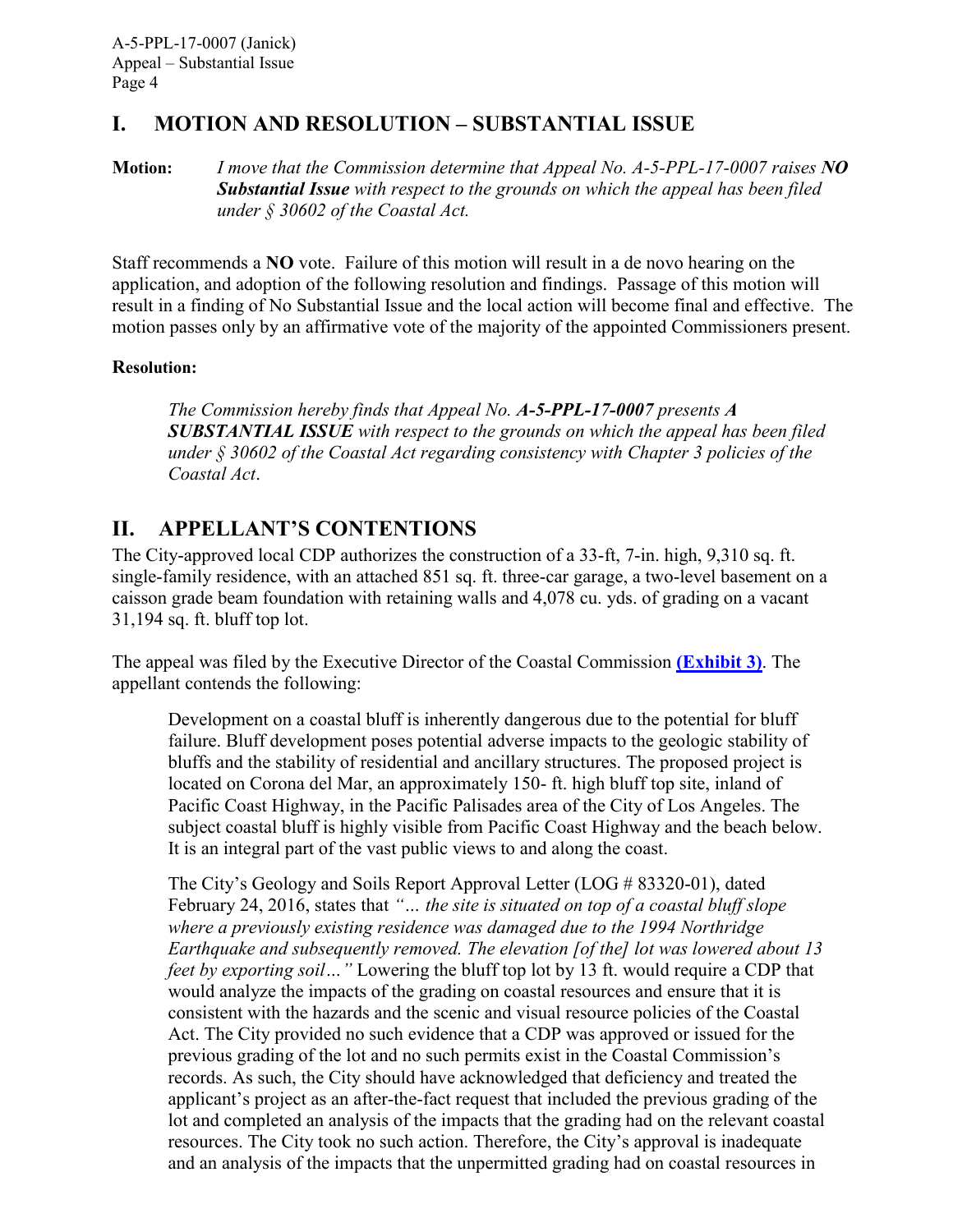## I. MOTION AND RESOLUTION – SUBSTANTIAL ISSUE

**Motion:** *I move that the Commission determine that Appeal No. A-5-PPL-17-0007 raises **NO Substantial Issue** with respect to the grounds on which the appeal has been filed under § 30602 of the Coastal Act.*

Staff recommends a **NO** vote. Failure of this motion will result in a de novo hearing on the application, and adoption of the following resolution and findings. Passage of this motion will result in a finding of No Substantial Issue and the local action will become final and effective. The motion passes only by an affirmative vote of the majority of the appointed Commissioners present.

**Resolution:**

> *The Commission hereby finds that Appeal No. **A-5-PPL-17-0007** presents **A SUBSTANTIAL ISSUE** with respect to the grounds on which the appeal has been filed under § 30602 of the Coastal Act regarding consistency with Chapter 3 policies of the Coastal Act*.

## II. APPELLANT'S CONTENTIONS

The City-approved local CDP authorizes the construction of a 33-ft, 7-in. high, 9,310 sq. ft. single-family residence, with an attached 851 sq. ft. three-car garage, a two-level basement on a caisson grade beam foundation with retaining walls and 4,078 cu. yds. of grading on a vacant 31,194 sq. ft. bluff top lot.

The appeal was filed by the Executive Director of the Coastal Commission **(Exhibit 3)**. The appellant contends the following:

> Development on a coastal bluff is inherently dangerous due to the potential for bluff failure. Bluff development poses potential adverse impacts to the geologic stability of bluffs and the stability of residential and ancillary structures. The proposed project is located on Corona del Mar, an approximately 150- ft. high bluff top site, inland of Pacific Coast Highway, in the Pacific Palisades area of the City of Los Angeles. The subject coastal bluff is highly visible from Pacific Coast Highway and the beach below. It is an integral part of the vast public views to and along the coast.
>
> The City's Geology and Soils Report Approval Letter (LOG # 83320-01), dated February 24, 2016, states that *"… the site is situated on top of a coastal bluff slope where a previously existing residence was damaged due to the 1994 Northridge Earthquake and subsequently removed. The elevation [of the] lot was lowered about 13 feet by exporting soil…"* Lowering the bluff top lot by 13 ft. would require a CDP that would analyze the impacts of the grading on coastal resources and ensure that it is consistent with the hazards and the scenic and visual resource policies of the Coastal Act. The City provided no such evidence that a CDP was approved or issued for the previous grading of the lot and no such permits exist in the Coastal Commission's records. As such, the City should have acknowledged that deficiency and treated the applicant's project as an after-the-fact request that included the previous grading of the lot and completed an analysis of the impacts that the grading had on the relevant coastal resources. The City took no such action. Therefore, the City's approval is inadequate and an analysis of the impacts that the unpermitted grading had on coastal resources in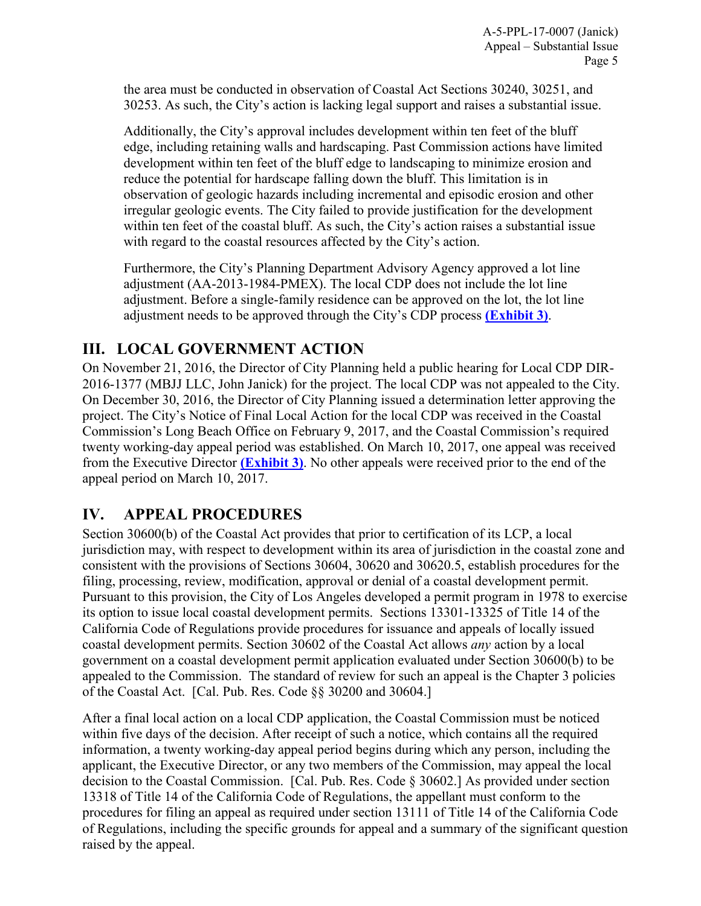the area must be conducted in observation of Coastal Act Sections 30240, 30251, and 30253. As such, the City's action is lacking legal support and raises a substantial issue.

Additionally, the City's approval includes development within ten feet of the bluff edge, including retaining walls and hardscaping. Past Commission actions have limited development within ten feet of the bluff edge to landscaping to minimize erosion and reduce the potential for hardscape falling down the bluff. This limitation is in observation of geologic hazards including incremental and episodic erosion and other irregular geologic events. The City failed to provide justification for the development within ten feet of the coastal bluff. As such, the City's action raises a substantial issue with regard to the coastal resources affected by the City's action.

Furthermore, the City's Planning Department Advisory Agency approved a lot line adjustment (AA-2013-1984-PMEX). The local CDP does not include the lot line adjustment. Before a single-family residence can be approved on the lot, the lot line adjustment needs to be approved through the City's CDP process **(Exhibit 3)**.

## III. LOCAL GOVERNMENT ACTION

On November 21, 2016, the Director of City Planning held a public hearing for Local CDP DIR-2016-1377 (MBJJ LLC, John Janick) for the project. The local CDP was not appealed to the City. On December 30, 2016, the Director of City Planning issued a determination letter approving the project. The City's Notice of Final Local Action for the local CDP was received in the Coastal Commission's Long Beach Office on February 9, 2017, and the Coastal Commission's required twenty working-day appeal period was established. On March 10, 2017, one appeal was received from the Executive Director **(Exhibit 3)**. No other appeals were received prior to the end of the appeal period on March 10, 2017.

## IV. APPEAL PROCEDURES

Section 30600(b) of the Coastal Act provides that prior to certification of its LCP, a local jurisdiction may, with respect to development within its area of jurisdiction in the coastal zone and consistent with the provisions of Sections 30604, 30620 and 30620.5, establish procedures for the filing, processing, review, modification, approval or denial of a coastal development permit. Pursuant to this provision, the City of Los Angeles developed a permit program in 1978 to exercise its option to issue local coastal development permits. Sections 13301-13325 of Title 14 of the California Code of Regulations provide procedures for issuance and appeals of locally issued coastal development permits. Section 30602 of the Coastal Act allows *any* action by a local government on a coastal development permit application evaluated under Section 30600(b) to be appealed to the Commission. The standard of review for such an appeal is the Chapter 3 policies of the Coastal Act. [Cal. Pub. Res. Code §§ 30200 and 30604.]

After a final local action on a local CDP application, the Coastal Commission must be noticed within five days of the decision. After receipt of such a notice, which contains all the required information, a twenty working-day appeal period begins during which any person, including the applicant, the Executive Director, or any two members of the Commission, may appeal the local decision to the Coastal Commission. [Cal. Pub. Res. Code § 30602.] As provided under section 13318 of Title 14 of the California Code of Regulations, the appellant must conform to the procedures for filing an appeal as required under section 13111 of Title 14 of the California Code of Regulations, including the specific grounds for appeal and a summary of the significant question raised by the appeal.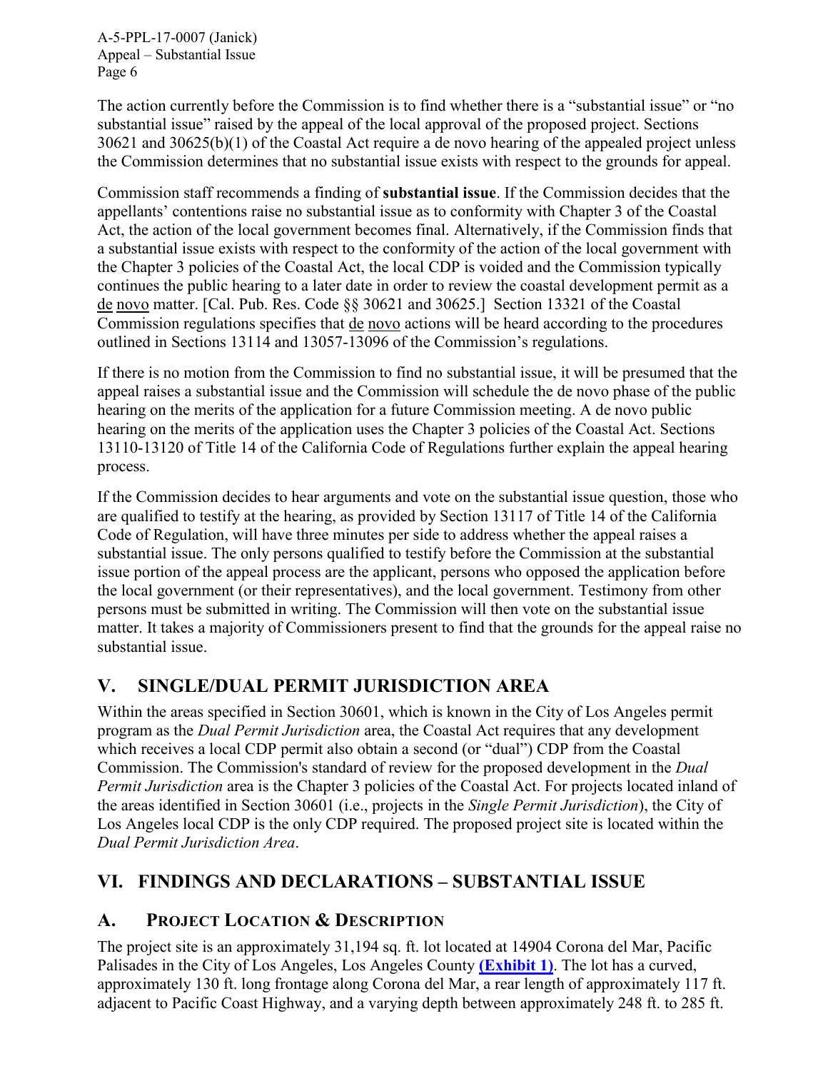The action currently before the Commission is to find whether there is a "substantial issue" or "no substantial issue" raised by the appeal of the local approval of the proposed project. Sections 30621 and 30625(b)(1) of the Coastal Act require a de novo hearing of the appealed project unless the Commission determines that no substantial issue exists with respect to the grounds for appeal.

Commission staff recommends a finding of **substantial issue**. If the Commission decides that the appellants' contentions raise no substantial issue as to conformity with Chapter 3 of the Coastal Act, the action of the local government becomes final. Alternatively, if the Commission finds that a substantial issue exists with respect to the conformity of the action of the local government with the Chapter 3 policies of the Coastal Act, the local CDP is voided and the Commission typically continues the public hearing to a later date in order to review the coastal development permit as a de novo matter. [Cal. Pub. Res. Code §§ 30621 and 30625.] Section 13321 of the Coastal Commission regulations specifies that de novo actions will be heard according to the procedures outlined in Sections 13114 and 13057-13096 of the Commission's regulations.

If there is no motion from the Commission to find no substantial issue, it will be presumed that the appeal raises a substantial issue and the Commission will schedule the de novo phase of the public hearing on the merits of the application for a future Commission meeting. A de novo public hearing on the merits of the application uses the Chapter 3 policies of the Coastal Act. Sections 13110-13120 of Title 14 of the California Code of Regulations further explain the appeal hearing process.

If the Commission decides to hear arguments and vote on the substantial issue question, those who are qualified to testify at the hearing, as provided by Section 13117 of Title 14 of the California Code of Regulation, will have three minutes per side to address whether the appeal raises a substantial issue. The only persons qualified to testify before the Commission at the substantial issue portion of the appeal process are the applicant, persons who opposed the application before the local government (or their representatives), and the local government. Testimony from other persons must be submitted in writing. The Commission will then vote on the substantial issue matter. It takes a majority of Commissioners present to find that the grounds for the appeal raise no substantial issue.

## V. SINGLE/DUAL PERMIT JURISDICTION AREA

Within the areas specified in Section 30601, which is known in the City of Los Angeles permit program as the *Dual Permit Jurisdiction* area, the Coastal Act requires that any development which receives a local CDP permit also obtain a second (or "dual") CDP from the Coastal Commission. The Commission's standard of review for the proposed development in the *Dual Permit Jurisdiction* area is the Chapter 3 policies of the Coastal Act. For projects located inland of the areas identified in Section 30601 (i.e., projects in the *Single Permit Jurisdiction*), the City of Los Angeles local CDP is the only CDP required. The proposed project site is located within the *Dual Permit Jurisdiction Area*.

## VI. FINDINGS AND DECLARATIONS – SUBSTANTIAL ISSUE

### A. PROJECT LOCATION & DESCRIPTION

The project site is an approximately 31,194 sq. ft. lot located at 14904 Corona del Mar, Pacific Palisades in the City of Los Angeles, Los Angeles County **(Exhibit 1)**. The lot has a curved, approximately 130 ft. long frontage along Corona del Mar, a rear length of approximately 117 ft. adjacent to Pacific Coast Highway, and a varying depth between approximately 248 ft. to 285 ft.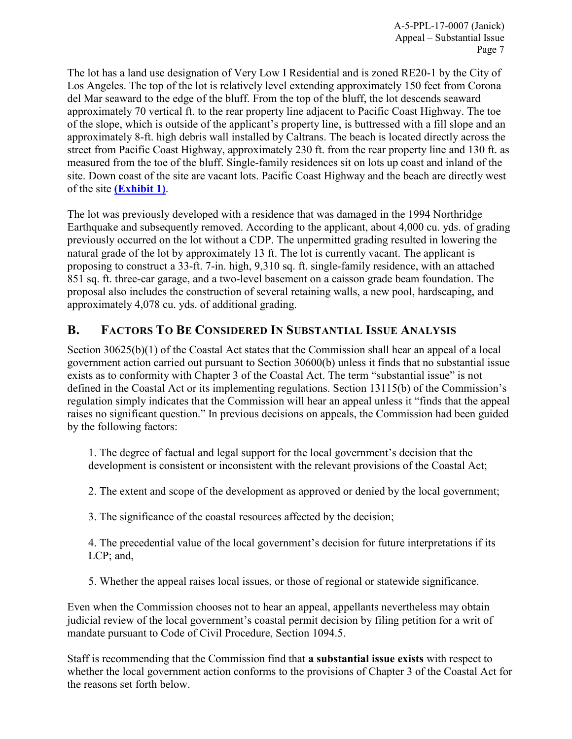The lot has a land use designation of Very Low I Residential and is zoned RE20-1 by the City of Los Angeles. The top of the lot is relatively level extending approximately 150 feet from Corona del Mar seaward to the edge of the bluff. From the top of the bluff, the lot descends seaward approximately 70 vertical ft. to the rear property line adjacent to Pacific Coast Highway. The toe of the slope, which is outside of the applicant's property line, is buttressed with a fill slope and an approximately 8-ft. high debris wall installed by Caltrans. The beach is located directly across the street from Pacific Coast Highway, approximately 230 ft. from the rear property line and 130 ft. as measured from the toe of the bluff. Single-family residences sit on lots up coast and inland of the site. Down coast of the site are vacant lots. Pacific Coast Highway and the beach are directly west of the site **(Exhibit 1)**.

The lot was previously developed with a residence that was damaged in the 1994 Northridge Earthquake and subsequently removed. According to the applicant, about 4,000 cu. yds. of grading previously occurred on the lot without a CDP. The unpermitted grading resulted in lowering the natural grade of the lot by approximately 13 ft. The lot is currently vacant. The applicant is proposing to construct a 33-ft. 7-in. high, 9,310 sq. ft. single-family residence, with an attached 851 sq. ft. three-car garage, and a two-level basement on a caisson grade beam foundation. The proposal also includes the construction of several retaining walls, a new pool, hardscaping, and approximately 4,078 cu. yds. of additional grading.

## B. Factors To Be Considered In Substantial Issue Analysis

Section 30625(b)(1) of the Coastal Act states that the Commission shall hear an appeal of a local government action carried out pursuant to Section 30600(b) unless it finds that no substantial issue exists as to conformity with Chapter 3 of the Coastal Act. The term "substantial issue" is not defined in the Coastal Act or its implementing regulations. Section 13115(b) of the Commission's regulation simply indicates that the Commission will hear an appeal unless it "finds that the appeal raises no significant question." In previous decisions on appeals, the Commission had been guided by the following factors:

1. The degree of factual and legal support for the local government's decision that the development is consistent or inconsistent with the relevant provisions of the Coastal Act;

2. The extent and scope of the development as approved or denied by the local government;

3. The significance of the coastal resources affected by the decision;

4. The precedential value of the local government's decision for future interpretations if its LCP; and,

5. Whether the appeal raises local issues, or those of regional or statewide significance.

Even when the Commission chooses not to hear an appeal, appellants nevertheless may obtain judicial review of the local government's coastal permit decision by filing petition for a writ of mandate pursuant to Code of Civil Procedure, Section 1094.5.

Staff is recommending that the Commission find that **a substantial issue exists** with respect to whether the local government action conforms to the provisions of Chapter 3 of the Coastal Act for the reasons set forth below.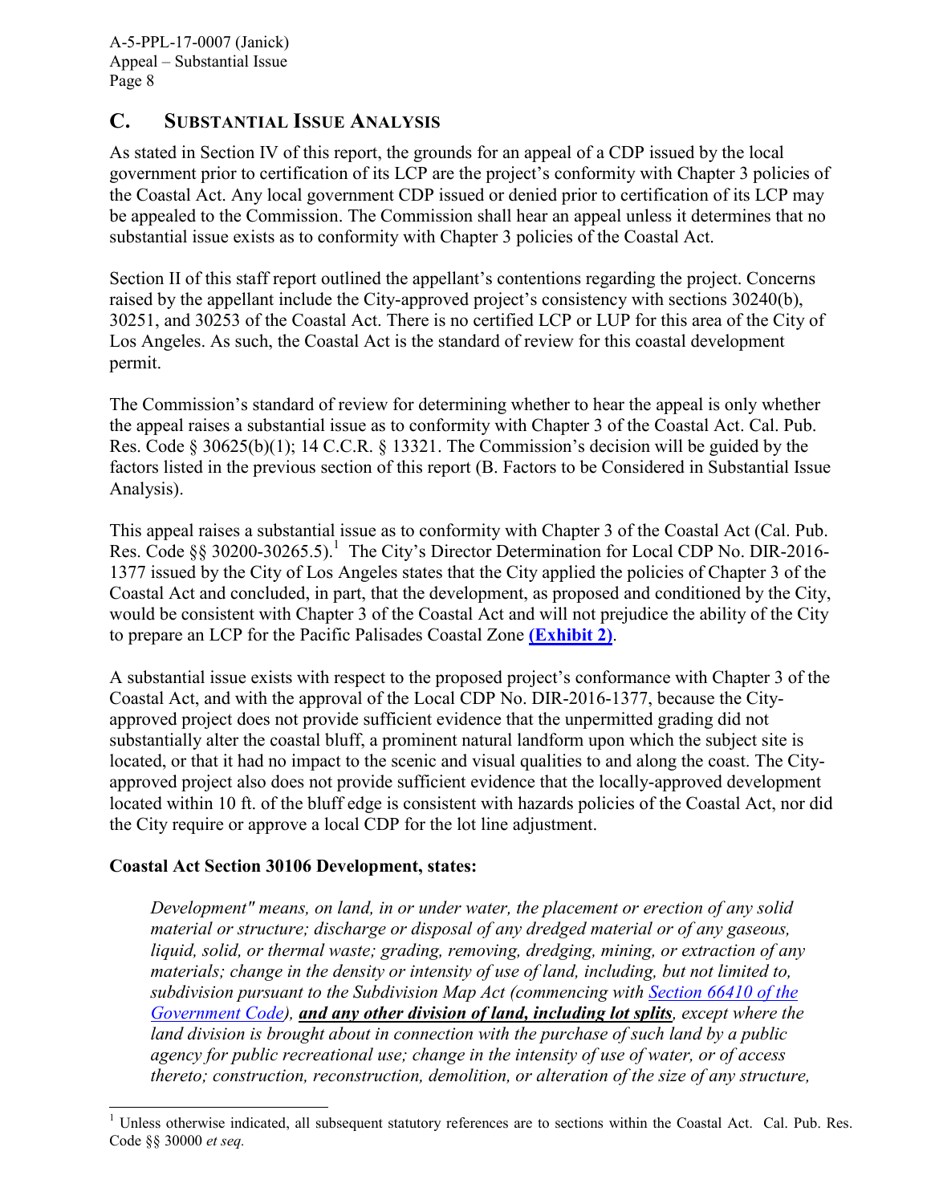## C. SUBSTANTIAL ISSUE ANALYSIS

As stated in Section IV of this report, the grounds for an appeal of a CDP issued by the local government prior to certification of its LCP are the project's conformity with Chapter 3 policies of the Coastal Act. Any local government CDP issued or denied prior to certification of its LCP may be appealed to the Commission. The Commission shall hear an appeal unless it determines that no substantial issue exists as to conformity with Chapter 3 policies of the Coastal Act.

Section II of this staff report outlined the appellant's contentions regarding the project. Concerns raised by the appellant include the City-approved project's consistency with sections 30240(b), 30251, and 30253 of the Coastal Act. There is no certified LCP or LUP for this area of the City of Los Angeles. As such, the Coastal Act is the standard of review for this coastal development permit.

The Commission's standard of review for determining whether to hear the appeal is only whether the appeal raises a substantial issue as to conformity with Chapter 3 of the Coastal Act. Cal. Pub. Res. Code § 30625(b)(1); 14 C.C.R. § 13321. The Commission's decision will be guided by the factors listed in the previous section of this report (B. Factors to be Considered in Substantial Issue Analysis).

This appeal raises a substantial issue as to conformity with Chapter 3 of the Coastal Act (Cal. Pub. Res. Code §§ 30200-30265.5).[1] The City's Director Determination for Local CDP No. DIR-2016-1377 issued by the City of Los Angeles states that the City applied the policies of Chapter 3 of the Coastal Act and concluded, in part, that the development, as proposed and conditioned by the City, would be consistent with Chapter 3 of the Coastal Act and will not prejudice the ability of the City to prepare an LCP for the Pacific Palisades Coastal Zone **(Exhibit 2)**.

A substantial issue exists with respect to the proposed project's conformance with Chapter 3 of the Coastal Act, and with the approval of the Local CDP No. DIR-2016-1377, because the City-approved project does not provide sufficient evidence that the unpermitted grading did not substantially alter the coastal bluff, a prominent natural landform upon which the subject site is located, or that it had no impact to the scenic and visual qualities to and along the coast. The City-approved project also does not provide sufficient evidence that the locally-approved development located within 10 ft. of the bluff edge is consistent with hazards policies of the Coastal Act, nor did the City require or approve a local CDP for the lot line adjustment.

**Coastal Act Section 30106 Development, states:**

> *Development" means, on land, in or under water, the placement or erection of any solid material or structure; discharge or disposal of any dredged material or of any gaseous, liquid, solid, or thermal waste; grading, removing, dredging, mining, or extraction of any materials; change in the density or intensity of use of land, including, but not limited to, subdivision pursuant to the Subdivision Map Act (commencing with Section 66410 of the Government Code), **and any other division of land, including lot splits**, except where the land division is brought about in connection with the purchase of such land by a public agency for public recreational use; change in the intensity of use of water, or of access thereto; construction, reconstruction, demolition, or alteration of the size of any structure,*

---

[1] Unless otherwise indicated, all subsequent statutory references are to sections within the Coastal Act. Cal. Pub. Res. Code §§ 30000 *et seq.*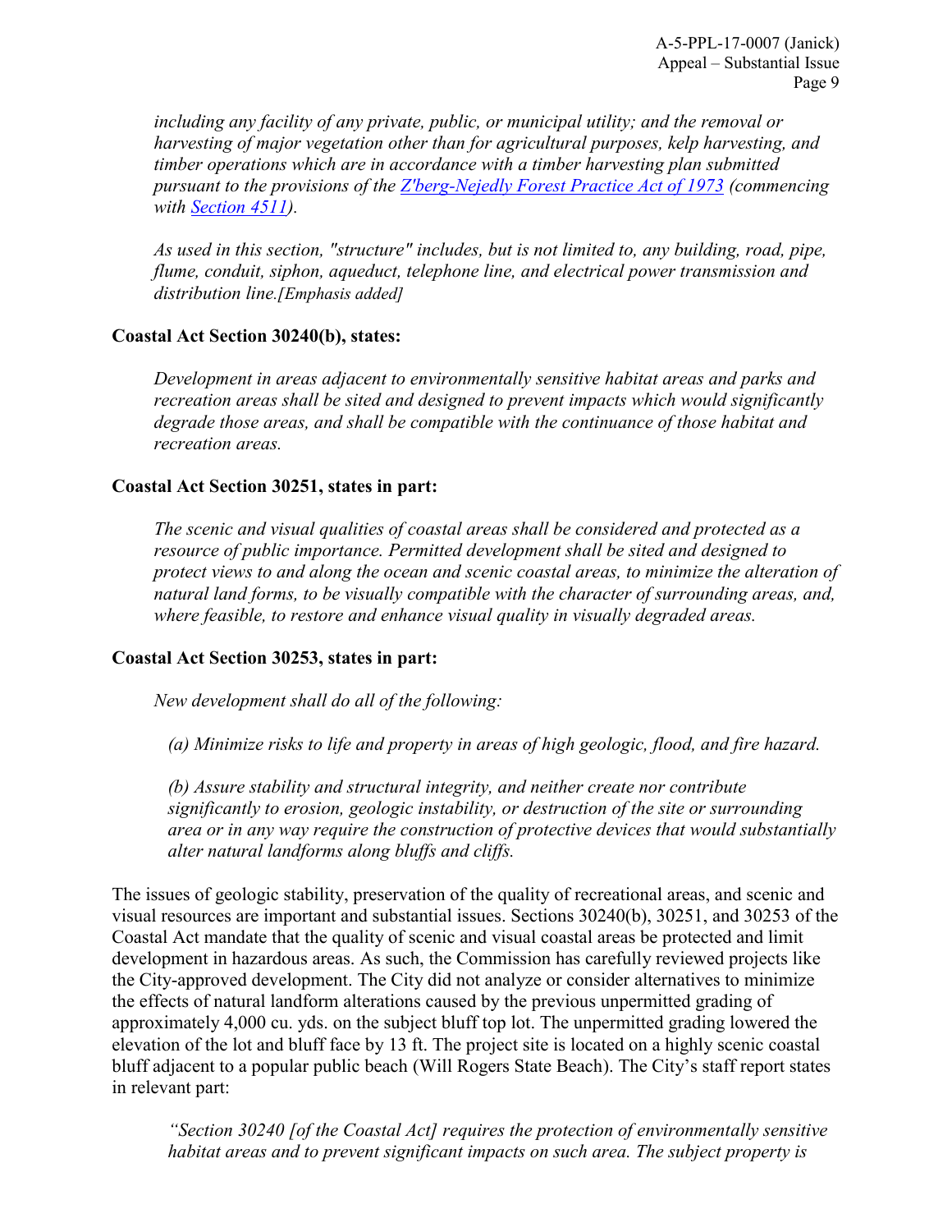*including any facility of any private, public, or municipal utility; and the removal or harvesting of major vegetation other than for agricultural purposes, kelp harvesting, and timber operations which are in accordance with a timber harvesting plan submitted pursuant to the provisions of the [Z'berg-Nejedly Forest Practice Act of 1973](#) (commencing with [Section 4511](#)).*

*As used in this section, "structure" includes, but is not limited to, any building, road, pipe, flume, conduit, siphon, aqueduct, telephone line, and electrical power transmission and distribution line.[Emphasis added]*

**Coastal Act Section 30240(b), states:**

*Development in areas adjacent to environmentally sensitive habitat areas and parks and recreation areas shall be sited and designed to prevent impacts which would significantly degrade those areas, and shall be compatible with the continuance of those habitat and recreation areas.*

**Coastal Act Section 30251, states in part:**

*The scenic and visual qualities of coastal areas shall be considered and protected as a resource of public importance. Permitted development shall be sited and designed to protect views to and along the ocean and scenic coastal areas, to minimize the alteration of natural land forms, to be visually compatible with the character of surrounding areas, and, where feasible, to restore and enhance visual quality in visually degraded areas.*

**Coastal Act Section 30253, states in part:**

*New development shall do all of the following:*

*(a) Minimize risks to life and property in areas of high geologic, flood, and fire hazard.*

*(b) Assure stability and structural integrity, and neither create nor contribute significantly to erosion, geologic instability, or destruction of the site or surrounding area or in any way require the construction of protective devices that would substantially alter natural landforms along bluffs and cliffs.*

The issues of geologic stability, preservation of the quality of recreational areas, and scenic and visual resources are important and substantial issues. Sections 30240(b), 30251, and 30253 of the Coastal Act mandate that the quality of scenic and visual coastal areas be protected and limit development in hazardous areas. As such, the Commission has carefully reviewed projects like the City-approved development. The City did not analyze or consider alternatives to minimize the effects of natural landform alterations caused by the previous unpermitted grading of approximately 4,000 cu. yds. on the subject bluff top lot. The unpermitted grading lowered the elevation of the lot and bluff face by 13 ft. The project site is located on a highly scenic coastal bluff adjacent to a popular public beach (Will Rogers State Beach). The City's staff report states in relevant part:

*"Section 30240 [of the Coastal Act] requires the protection of environmentally sensitive habitat areas and to prevent significant impacts on such area. The subject property is*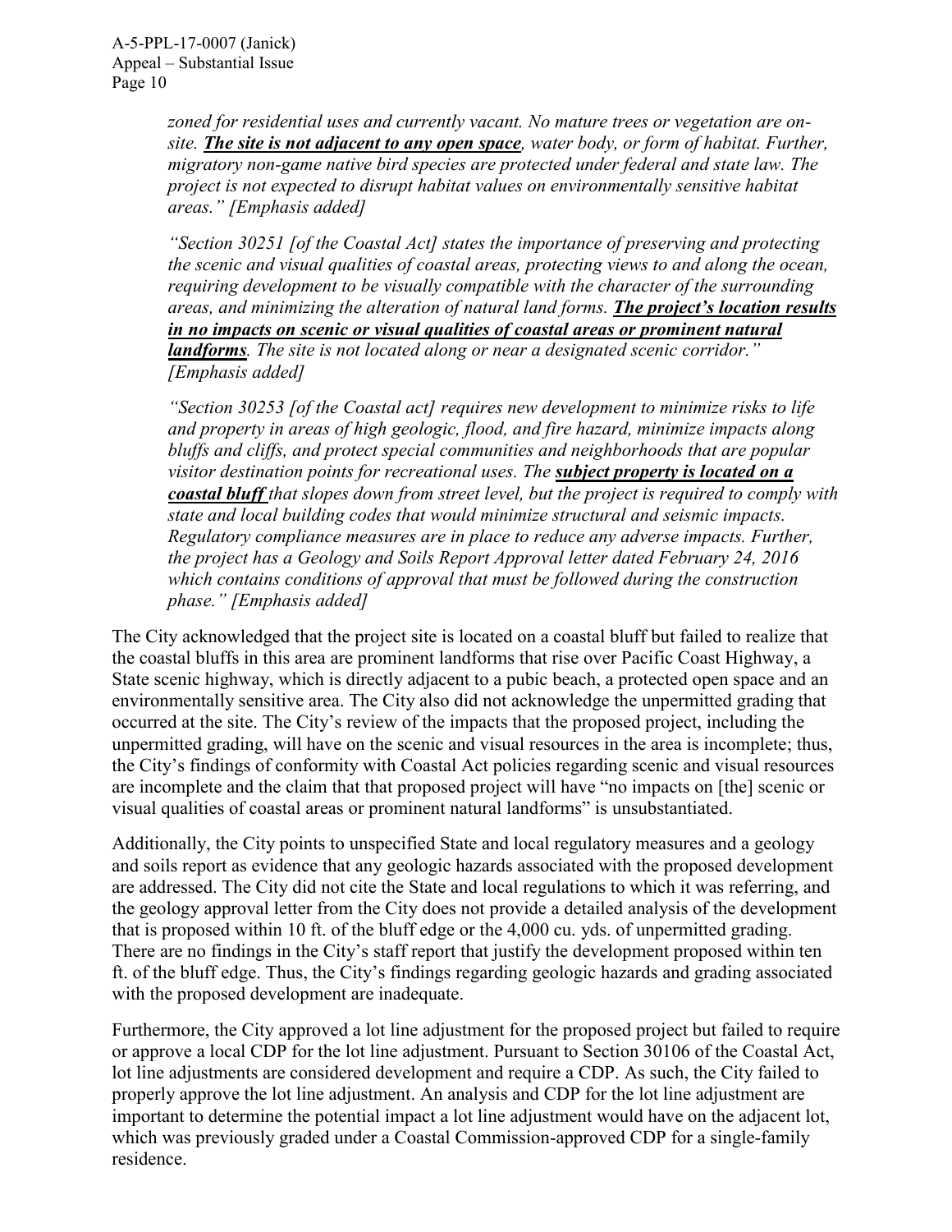> *zoned for residential uses and currently vacant. No mature trees or vegetation are on-site.* ***The site is not adjacent to any open space****, water body, or form of habitat. Further, migratory non-game native bird species are protected under federal and state law. The project is not expected to disrupt habitat values on environmentally sensitive habitat areas." [Emphasis added]*
>
> *"Section 30251 [of the Coastal Act] states the importance of preserving and protecting the scenic and visual qualities of coastal areas, protecting views to and along the ocean, requiring development to be visually compatible with the character of the surrounding areas, and minimizing the alteration of natural land forms.* ***The project's location results in no impacts on scenic or visual qualities of coastal areas or prominent natural landforms****. The site is not located along or near a designated scenic corridor." [Emphasis added]*
>
> *"Section 30253 [of the Coastal act] requires new development to minimize risks to life and property in areas of high geologic, flood, and fire hazard, minimize impacts along bluffs and cliffs, and protect special communities and neighborhoods that are popular visitor destination points for recreational uses. The* ***subject property is located on a coastal bluff*** *that slopes down from street level, but the project is required to comply with state and local building codes that would minimize structural and seismic impacts. Regulatory compliance measures are in place to reduce any adverse impacts. Further, the project has a Geology and Soils Report Approval letter dated February 24, 2016 which contains conditions of approval that must be followed during the construction phase." [Emphasis added]*

The City acknowledged that the project site is located on a coastal bluff but failed to realize that the coastal bluffs in this area are prominent landforms that rise over Pacific Coast Highway, a State scenic highway, which is directly adjacent to a pubic beach, a protected open space and an environmentally sensitive area. The City also did not acknowledge the unpermitted grading that occurred at the site. The City's review of the impacts that the proposed project, including the unpermitted grading, will have on the scenic and visual resources in the area is incomplete; thus, the City's findings of conformity with Coastal Act policies regarding scenic and visual resources are incomplete and the claim that that proposed project will have "no impacts on [the] scenic or visual qualities of coastal areas or prominent natural landforms" is unsubstantiated.

Additionally, the City points to unspecified State and local regulatory measures and a geology and soils report as evidence that any geologic hazards associated with the proposed development are addressed. The City did not cite the State and local regulations to which it was referring, and the geology approval letter from the City does not provide a detailed analysis of the development that is proposed within 10 ft. of the bluff edge or the 4,000 cu. yds. of unpermitted grading. There are no findings in the City's staff report that justify the development proposed within ten ft. of the bluff edge. Thus, the City's findings regarding geologic hazards and grading associated with the proposed development are inadequate.

Furthermore, the City approved a lot line adjustment for the proposed project but failed to require or approve a local CDP for the lot line adjustment. Pursuant to Section 30106 of the Coastal Act, lot line adjustments are considered development and require a CDP. As such, the City failed to properly approve the lot line adjustment. An analysis and CDP for the lot line adjustment are important to determine the potential impact a lot line adjustment would have on the adjacent lot, which was previously graded under a Coastal Commission-approved CDP for a single-family residence.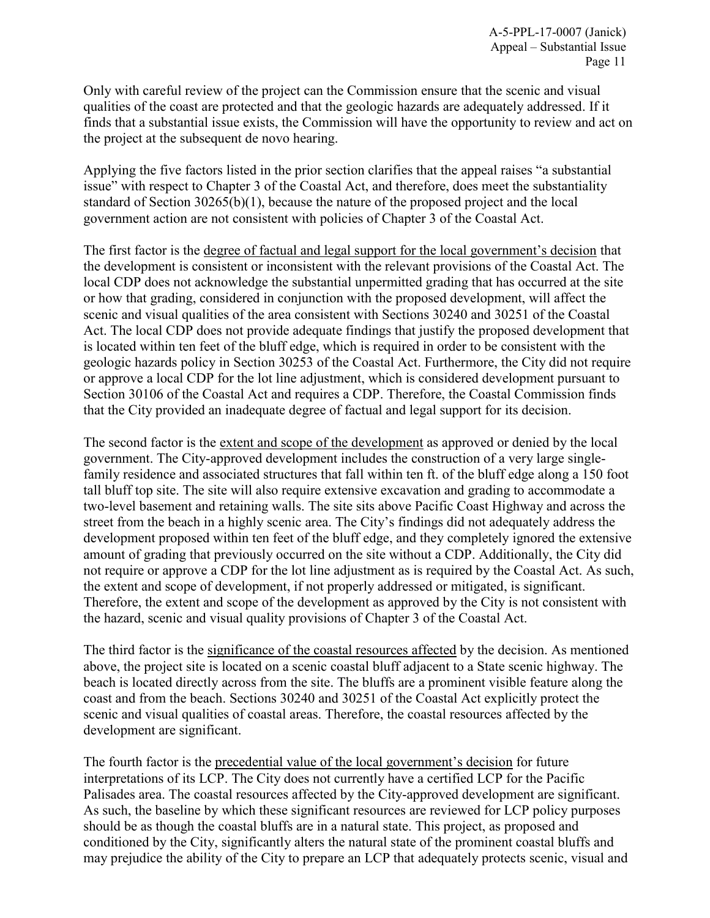Only with careful review of the project can the Commission ensure that the scenic and visual qualities of the coast are protected and that the geologic hazards are adequately addressed. If it finds that a substantial issue exists, the Commission will have the opportunity to review and act on the project at the subsequent de novo hearing.

Applying the five factors listed in the prior section clarifies that the appeal raises "a substantial issue" with respect to Chapter 3 of the Coastal Act, and therefore, does meet the substantiality standard of Section 30265(b)(1), because the nature of the proposed project and the local government action are not consistent with policies of Chapter 3 of the Coastal Act.

The first factor is the <u>degree of factual and legal support for the local government's decision</u> that the development is consistent or inconsistent with the relevant provisions of the Coastal Act. The local CDP does not acknowledge the substantial unpermitted grading that has occurred at the site or how that grading, considered in conjunction with the proposed development, will affect the scenic and visual qualities of the area consistent with Sections 30240 and 30251 of the Coastal Act. The local CDP does not provide adequate findings that justify the proposed development that is located within ten feet of the bluff edge, which is required in order to be consistent with the geologic hazards policy in Section 30253 of the Coastal Act. Furthermore, the City did not require or approve a local CDP for the lot line adjustment, which is considered development pursuant to Section 30106 of the Coastal Act and requires a CDP. Therefore, the Coastal Commission finds that the City provided an inadequate degree of factual and legal support for its decision.

The second factor is the <u>extent and scope of the development</u> as approved or denied by the local government. The City-approved development includes the construction of a very large single-family residence and associated structures that fall within ten ft. of the bluff edge along a 150 foot tall bluff top site. The site will also require extensive excavation and grading to accommodate a two-level basement and retaining walls. The site sits above Pacific Coast Highway and across the street from the beach in a highly scenic area. The City's findings did not adequately address the development proposed within ten feet of the bluff edge, and they completely ignored the extensive amount of grading that previously occurred on the site without a CDP. Additionally, the City did not require or approve a CDP for the lot line adjustment as is required by the Coastal Act. As such, the extent and scope of development, if not properly addressed or mitigated, is significant. Therefore, the extent and scope of the development as approved by the City is not consistent with the hazard, scenic and visual quality provisions of Chapter 3 of the Coastal Act.

The third factor is the <u>significance of the coastal resources affected</u> by the decision. As mentioned above, the project site is located on a scenic coastal bluff adjacent to a State scenic highway. The beach is located directly across from the site. The bluffs are a prominent visible feature along the coast and from the beach. Sections 30240 and 30251 of the Coastal Act explicitly protect the scenic and visual qualities of coastal areas. Therefore, the coastal resources affected by the development are significant.

The fourth factor is the <u>precedential value of the local government's decision</u> for future interpretations of its LCP. The City does not currently have a certified LCP for the Pacific Palisades area. The coastal resources affected by the City-approved development are significant. As such, the baseline by which these significant resources are reviewed for LCP policy purposes should be as though the coastal bluffs are in a natural state. This project, as proposed and conditioned by the City, significantly alters the natural state of the prominent coastal bluffs and may prejudice the ability of the City to prepare an LCP that adequately protects scenic, visual and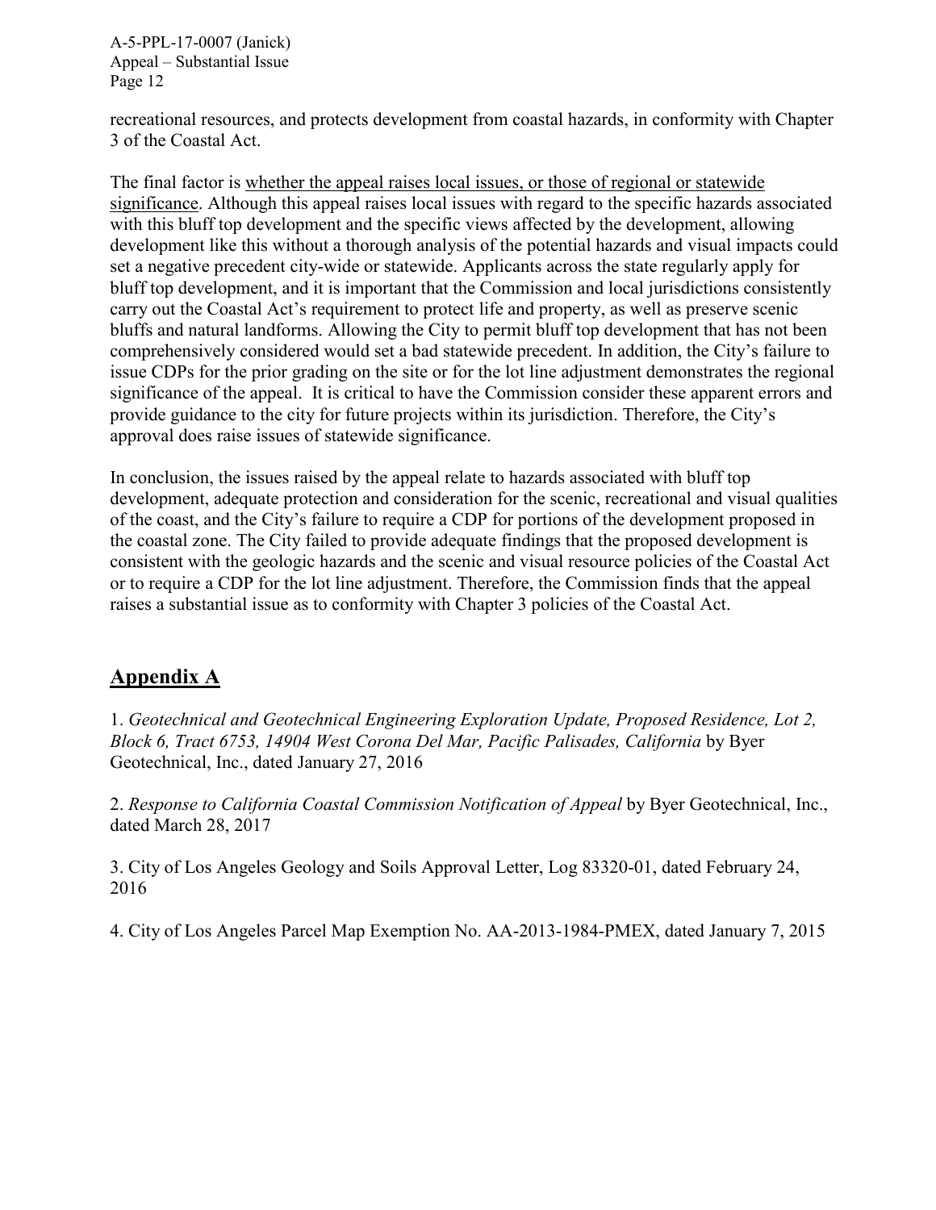recreational resources, and protects development from coastal hazards, in conformity with Chapter 3 of the Coastal Act.

The final factor is whether the appeal raises local issues, or those of regional or statewide significance. Although this appeal raises local issues with regard to the specific hazards associated with this bluff top development and the specific views affected by the development, allowing development like this without a thorough analysis of the potential hazards and visual impacts could set a negative precedent city-wide or statewide. Applicants across the state regularly apply for bluff top development, and it is important that the Commission and local jurisdictions consistently carry out the Coastal Act's requirement to protect life and property, as well as preserve scenic bluffs and natural landforms. Allowing the City to permit bluff top development that has not been comprehensively considered would set a bad statewide precedent. In addition, the City's failure to issue CDPs for the prior grading on the site or for the lot line adjustment demonstrates the regional significance of the appeal. It is critical to have the Commission consider these apparent errors and provide guidance to the city for future projects within its jurisdiction. Therefore, the City's approval does raise issues of statewide significance.

In conclusion, the issues raised by the appeal relate to hazards associated with bluff top development, adequate protection and consideration for the scenic, recreational and visual qualities of the coast, and the City's failure to require a CDP for portions of the development proposed in the coastal zone. The City failed to provide adequate findings that the proposed development is consistent with the geologic hazards and the scenic and visual resource policies of the Coastal Act or to require a CDP for the lot line adjustment. Therefore, the Commission finds that the appeal raises a substantial issue as to conformity with Chapter 3 policies of the Coastal Act.

## Appendix A

1. *Geotechnical and Geotechnical Engineering Exploration Update, Proposed Residence, Lot 2, Block 6, Tract 6753, 14904 West Corona Del Mar, Pacific Palisades, California* by Byer Geotechnical, Inc., dated January 27, 2016

2. *Response to California Coastal Commission Notification of Appeal* by Byer Geotechnical, Inc., dated March 28, 2017

3. City of Los Angeles Geology and Soils Approval Letter, Log 83320-01, dated February 24, 2016

4. City of Los Angeles Parcel Map Exemption No. AA-2013-1984-PMEX, dated January 7, 2015